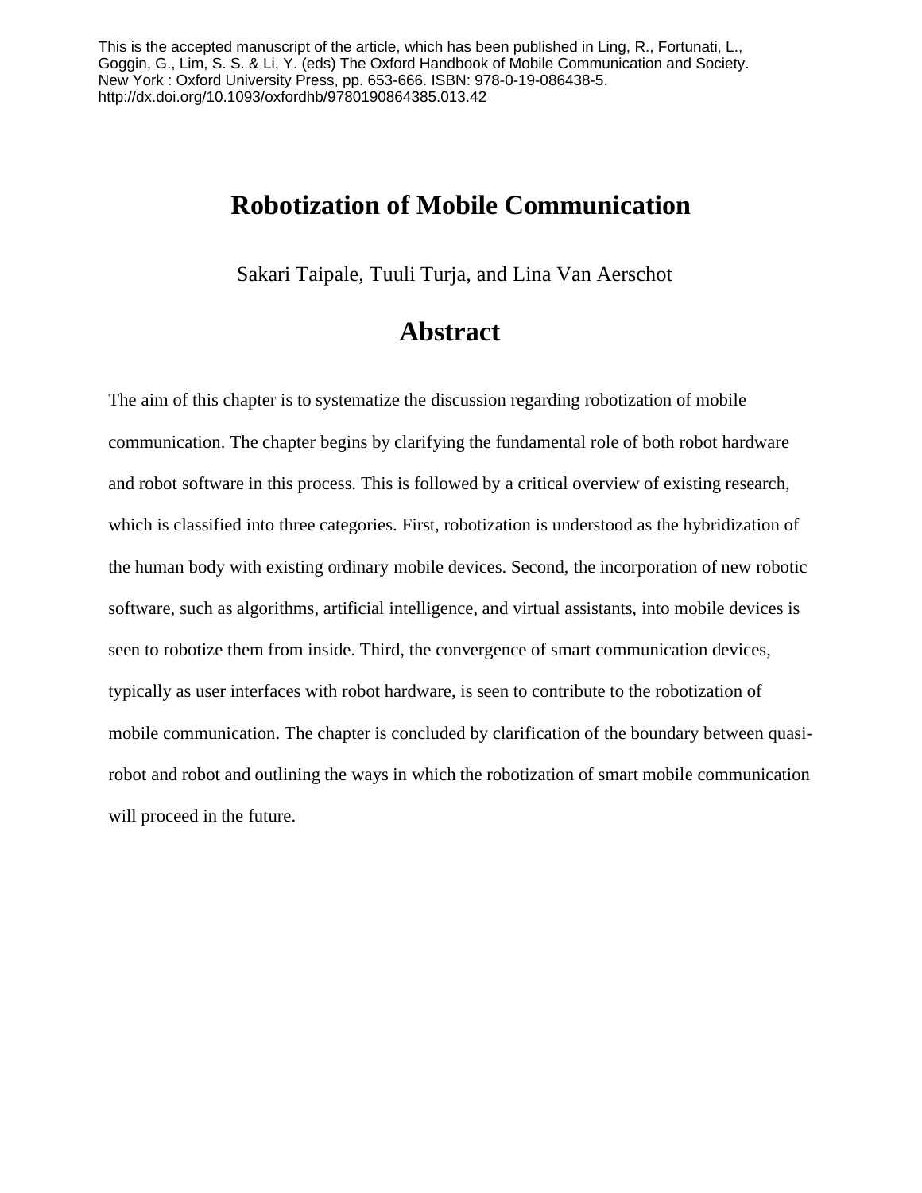This is the accepted manuscript of the article, which has been published in Ling, R., Fortunati, L., Goggin, G., Lim, S. S. & Li, Y. (eds) The Oxford Handbook of Mobile Communication and Society. New York : Oxford University Press, pp. 653-666. ISBN: 978-0-19-086438-5. http://dx.doi.org/10.1093/oxfordhb/9780190864385.013.42

# Robotization of Mobile Communication

Sakari Taipale, Tuuli Turja, and Lina Van Aerschot

## Abstract

The aim of this chapter is to systematize the discussion regarding robotization of mobile communication. The chapter begins by clarifying the fundamental role of both robot hardware and robot software in this process. This is followed by a critical overview of existing research, which is classified into three categories. First, robotization is understood as the hybridization of the human body with existing ordinary mobile devices. Second, the incorporation of new robotic software, such as algorithms, artificial intelligence, and virtual assistants, into mobile devices is seen to robotize them from inside. Third, the convergence of smart communication devices, typically as user interfaces with robot hardware, is seen to contribute to the robotization of mobile communication. The chapter is concluded by clarification of the boundary between quasi-robot and robot and outlining the ways in which the robotization of smart mobile communication will proceed in the future.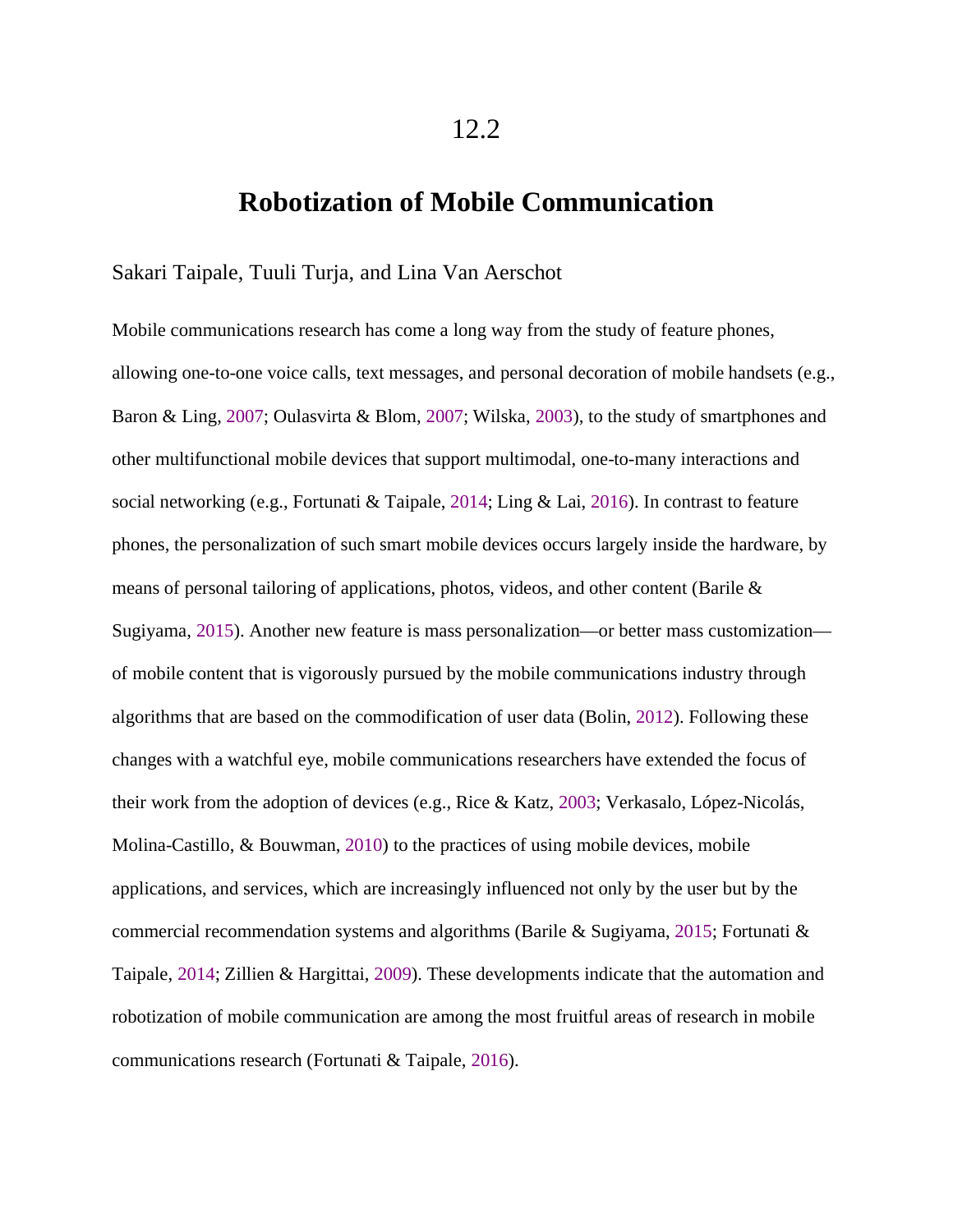# 12.2

## Robotization of Mobile Communication

Sakari Taipale, Tuuli Turja, and Lina Van Aerschot

Mobile communications research has come a long way from the study of feature phones, allowing one-to-one voice calls, text messages, and personal decoration of mobile handsets (e.g., Baron & Ling, 2007; Oulasvirta & Blom, 2007; Wilska, 2003), to the study of smartphones and other multifunctional mobile devices that support multimodal, one-to-many interactions and social networking (e.g., Fortunati & Taipale, 2014; Ling & Lai, 2016). In contrast to feature phones, the personalization of such smart mobile devices occurs largely inside the hardware, by means of personal tailoring of applications, photos, videos, and other content (Barile & Sugiyama, 2015). Another new feature is mass personalization—or better mass customization—of mobile content that is vigorously pursued by the mobile communications industry through algorithms that are based on the commodification of user data (Bolin, 2012). Following these changes with a watchful eye, mobile communications researchers have extended the focus of their work from the adoption of devices (e.g., Rice & Katz, 2003; Verkasalo, López-Nicolás, Molina-Castillo, & Bouwman, 2010) to the practices of using mobile devices, mobile applications, and services, which are increasingly influenced not only by the user but by the commercial recommendation systems and algorithms (Barile & Sugiyama, 2015; Fortunati & Taipale, 2014; Zillien & Hargittai, 2009). These developments indicate that the automation and robotization of mobile communication are among the most fruitful areas of research in mobile communications research (Fortunati & Taipale, 2016).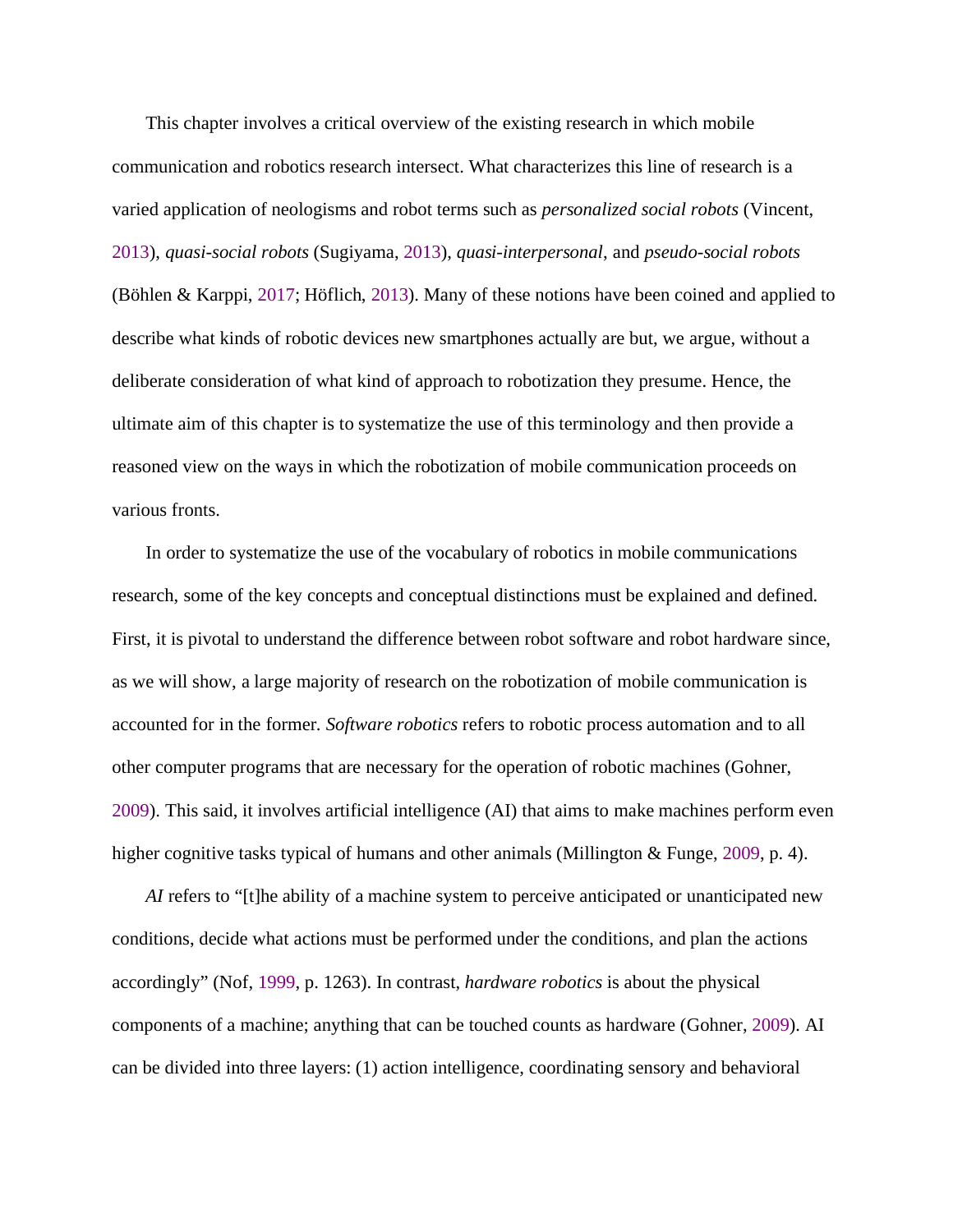This chapter involves a critical overview of the existing research in which mobile communication and robotics research intersect. What characterizes this line of research is a varied application of neologisms and robot terms such as *personalized social robots* (Vincent, 2013), *quasi-social robots* (Sugiyama, 2013), *quasi-interpersonal*, and *pseudo-social robots* (Böhlen & Karppi, 2017; Höflich, 2013). Many of these notions have been coined and applied to describe what kinds of robotic devices new smartphones actually are but, we argue, without a deliberate consideration of what kind of approach to robotization they presume. Hence, the ultimate aim of this chapter is to systematize the use of this terminology and then provide a reasoned view on the ways in which the robotization of mobile communication proceeds on various fronts.

In order to systematize the use of the vocabulary of robotics in mobile communications research, some of the key concepts and conceptual distinctions must be explained and defined. First, it is pivotal to understand the difference between robot software and robot hardware since, as we will show, a large majority of research on the robotization of mobile communication is accounted for in the former. *Software robotics* refers to robotic process automation and to all other computer programs that are necessary for the operation of robotic machines (Gohner, 2009). This said, it involves artificial intelligence (AI) that aims to make machines perform even higher cognitive tasks typical of humans and other animals (Millington & Funge, 2009, p. 4).

*AI* refers to "[t]he ability of a machine system to perceive anticipated or unanticipated new conditions, decide what actions must be performed under the conditions, and plan the actions accordingly" (Nof, 1999, p. 1263). In contrast, *hardware robotics* is about the physical components of a machine; anything that can be touched counts as hardware (Gohner, 2009). AI can be divided into three layers: (1) action intelligence, coordinating sensory and behavioral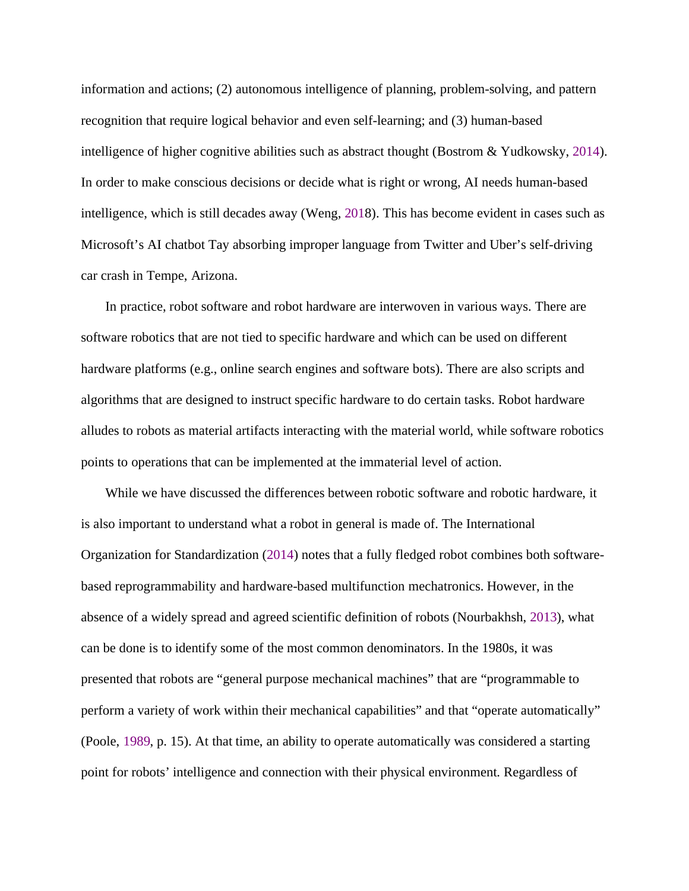information and actions; (2) autonomous intelligence of planning, problem-solving, and pattern recognition that require logical behavior and even self-learning; and (3) human-based intelligence of higher cognitive abilities such as abstract thought (Bostrom & Yudkowsky, 2014). In order to make conscious decisions or decide what is right or wrong, AI needs human-based intelligence, which is still decades away (Weng, 2018). This has become evident in cases such as Microsoft's AI chatbot Tay absorbing improper language from Twitter and Uber's self-driving car crash in Tempe, Arizona.

In practice, robot software and robot hardware are interwoven in various ways. There are software robotics that are not tied to specific hardware and which can be used on different hardware platforms (e.g., online search engines and software bots). There are also scripts and algorithms that are designed to instruct specific hardware to do certain tasks. Robot hardware alludes to robots as material artifacts interacting with the material world, while software robotics points to operations that can be implemented at the immaterial level of action.

While we have discussed the differences between robotic software and robotic hardware, it is also important to understand what a robot in general is made of. The International Organization for Standardization (2014) notes that a fully fledged robot combines both software-based reprogrammability and hardware-based multifunction mechatronics. However, in the absence of a widely spread and agreed scientific definition of robots (Nourbakhsh, 2013), what can be done is to identify some of the most common denominators. In the 1980s, it was presented that robots are "general purpose mechanical machines" that are "programmable to perform a variety of work within their mechanical capabilities" and that "operate automatically" (Poole, 1989, p. 15). At that time, an ability to operate automatically was considered a starting point for robots' intelligence and connection with their physical environment. Regardless of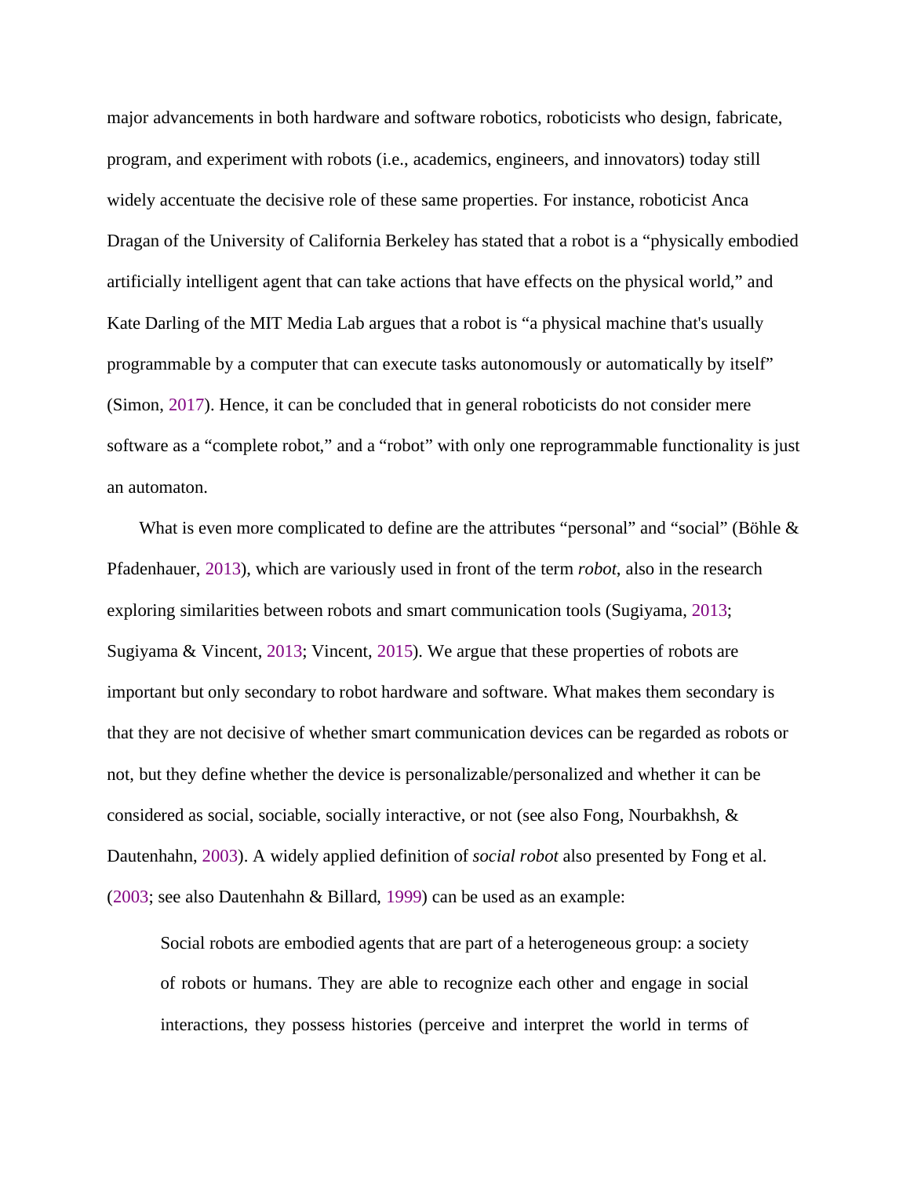major advancements in both hardware and software robotics, roboticists who design, fabricate, program, and experiment with robots (i.e., academics, engineers, and innovators) today still widely accentuate the decisive role of these same properties. For instance, roboticist Anca Dragan of the University of California Berkeley has stated that a robot is a "physically embodied artificially intelligent agent that can take actions that have effects on the physical world," and Kate Darling of the MIT Media Lab argues that a robot is "a physical machine that's usually programmable by a computer that can execute tasks autonomously or automatically by itself" (Simon, 2017). Hence, it can be concluded that in general roboticists do not consider mere software as a "complete robot," and a "robot" with only one reprogrammable functionality is just an automaton.

What is even more complicated to define are the attributes "personal" and "social" (Böhle & Pfadenhauer, 2013), which are variously used in front of the term *robot*, also in the research exploring similarities between robots and smart communication tools (Sugiyama, 2013; Sugiyama & Vincent, 2013; Vincent, 2015). We argue that these properties of robots are important but only secondary to robot hardware and software. What makes them secondary is that they are not decisive of whether smart communication devices can be regarded as robots or not, but they define whether the device is personalizable/personalized and whether it can be considered as social, sociable, socially interactive, or not (see also Fong, Nourbakhsh, & Dautenhahn, 2003). A widely applied definition of *social robot* also presented by Fong et al. (2003; see also Dautenhahn & Billard, 1999) can be used as an example:

> Social robots are embodied agents that are part of a heterogeneous group: a society of robots or humans. They are able to recognize each other and engage in social interactions, they possess histories (perceive and interpret the world in terms of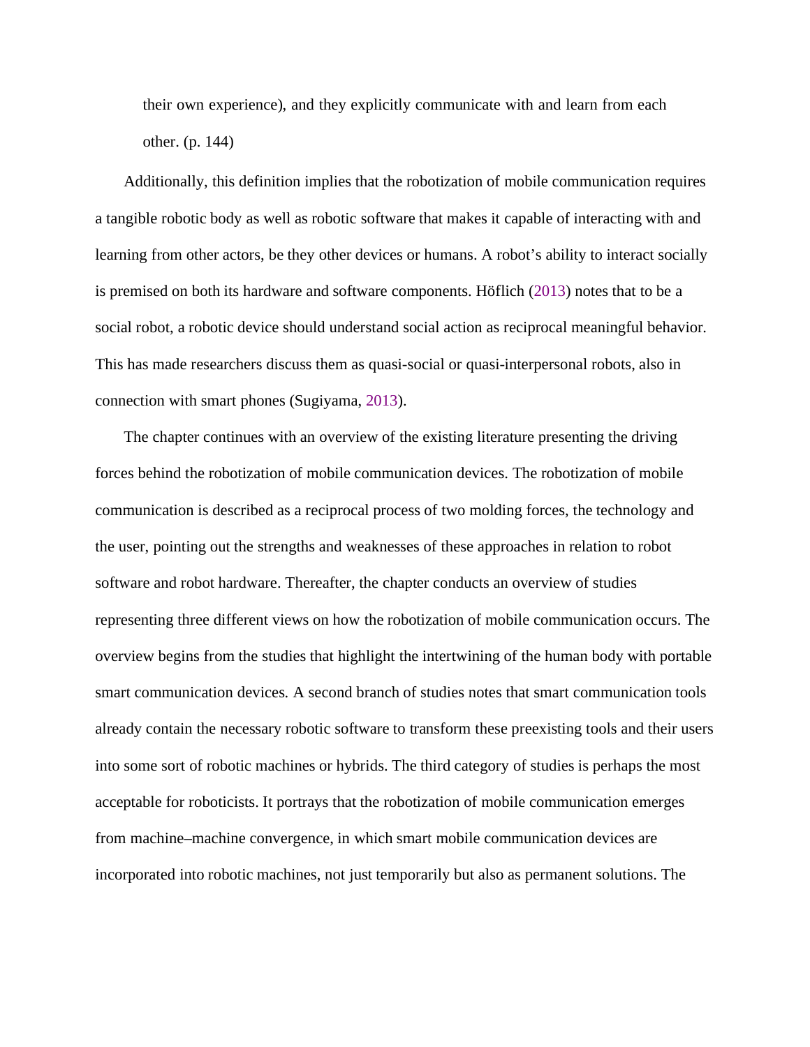their own experience), and they explicitly communicate with and learn from each other. (p. 144)

Additionally, this definition implies that the robotization of mobile communication requires a tangible robotic body as well as robotic software that makes it capable of interacting with and learning from other actors, be they other devices or humans. A robot's ability to interact socially is premised on both its hardware and software components. Höflich (2013) notes that to be a social robot, a robotic device should understand social action as reciprocal meaningful behavior. This has made researchers discuss them as quasi-social or quasi-interpersonal robots, also in connection with smart phones (Sugiyama, 2013).

The chapter continues with an overview of the existing literature presenting the driving forces behind the robotization of mobile communication devices. The robotization of mobile communication is described as a reciprocal process of two molding forces, the technology and the user, pointing out the strengths and weaknesses of these approaches in relation to robot software and robot hardware. Thereafter, the chapter conducts an overview of studies representing three different views on how the robotization of mobile communication occurs. The overview begins from the studies that highlight the intertwining of the human body with portable smart communication devices. A second branch of studies notes that smart communication tools already contain the necessary robotic software to transform these preexisting tools and their users into some sort of robotic machines or hybrids. The third category of studies is perhaps the most acceptable for roboticists. It portrays that the robotization of mobile communication emerges from machine–machine convergence, in which smart mobile communication devices are incorporated into robotic machines, not just temporarily but also as permanent solutions. The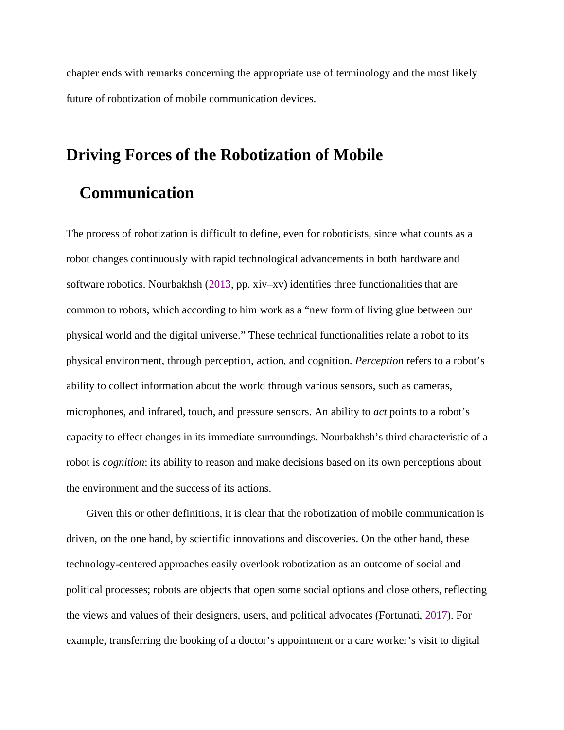chapter ends with remarks concerning the appropriate use of terminology and the most likely future of robotization of mobile communication devices.

## Driving Forces of the Robotization of Mobile Communication

The process of robotization is difficult to define, even for roboticists, since what counts as a robot changes continuously with rapid technological advancements in both hardware and software robotics. Nourbakhsh (2013, pp. xiv–xv) identifies three functionalities that are common to robots, which according to him work as a “new form of living glue between our physical world and the digital universe.” These technical functionalities relate a robot to its physical environment, through perception, action, and cognition. *Perception* refers to a robot’s ability to collect information about the world through various sensors, such as cameras, microphones, and infrared, touch, and pressure sensors. An ability to *act* points to a robot’s capacity to effect changes in its immediate surroundings. Nourbakhsh’s third characteristic of a robot is *cognition*: its ability to reason and make decisions based on its own perceptions about the environment and the success of its actions.

Given this or other definitions, it is clear that the robotization of mobile communication is driven, on the one hand, by scientific innovations and discoveries. On the other hand, these technology-centered approaches easily overlook robotization as an outcome of social and political processes; robots are objects that open some social options and close others, reflecting the views and values of their designers, users, and political advocates (Fortunati, 2017). For example, transferring the booking of a doctor’s appointment or a care worker’s visit to digital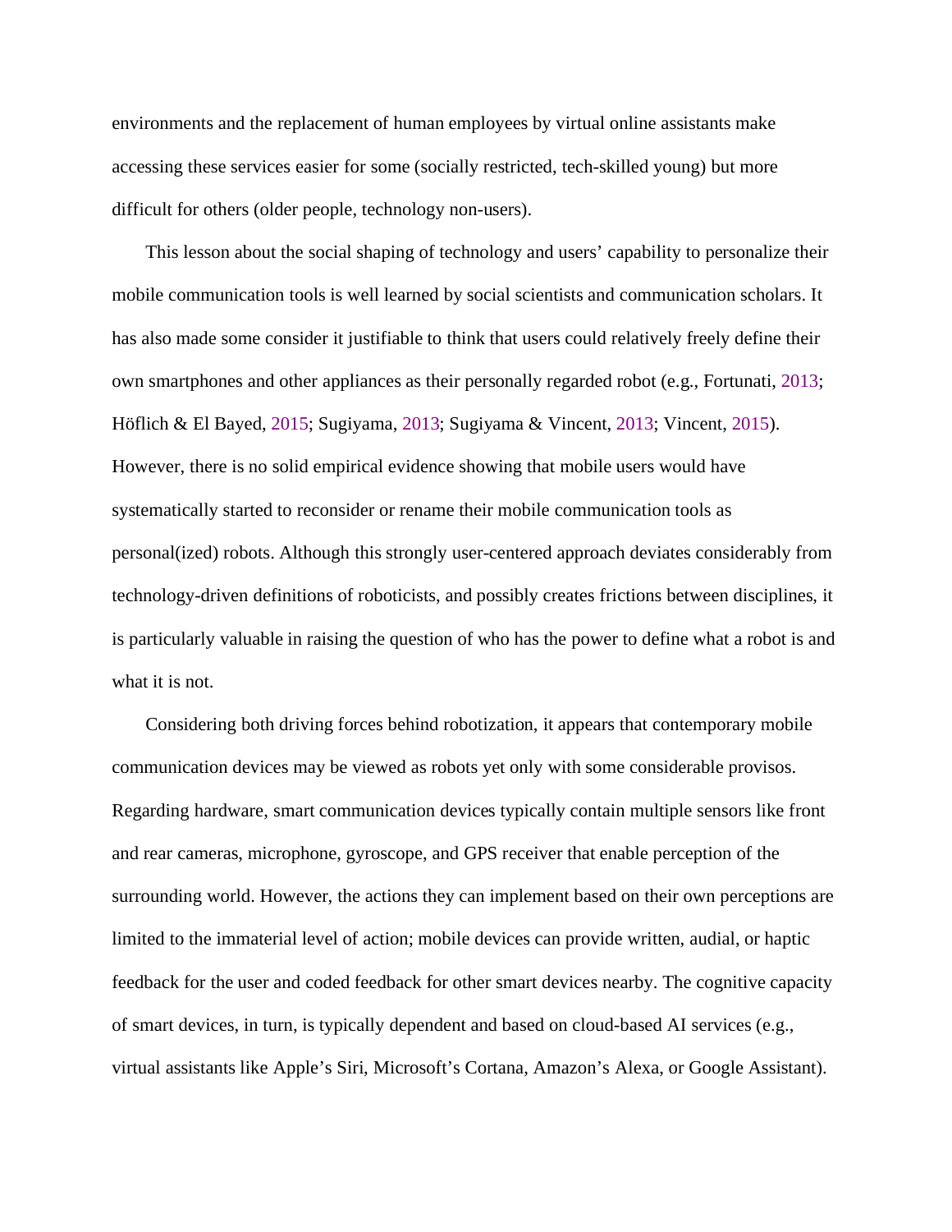environments and the replacement of human employees by virtual online assistants make accessing these services easier for some (socially restricted, tech-skilled young) but more difficult for others (older people, technology non-users).

This lesson about the social shaping of technology and users' capability to personalize their mobile communication tools is well learned by social scientists and communication scholars. It has also made some consider it justifiable to think that users could relatively freely define their own smartphones and other appliances as their personally regarded robot (e.g., Fortunati, 2013; Höflich & El Bayed, 2015; Sugiyama, 2013; Sugiyama & Vincent, 2013; Vincent, 2015). However, there is no solid empirical evidence showing that mobile users would have systematically started to reconsider or rename their mobile communication tools as personal(ized) robots. Although this strongly user-centered approach deviates considerably from technology-driven definitions of roboticists, and possibly creates frictions between disciplines, it is particularly valuable in raising the question of who has the power to define what a robot is and what it is not.

Considering both driving forces behind robotization, it appears that contemporary mobile communication devices may be viewed as robots yet only with some considerable provisos. Regarding hardware, smart communication devices typically contain multiple sensors like front and rear cameras, microphone, gyroscope, and GPS receiver that enable perception of the surrounding world. However, the actions they can implement based on their own perceptions are limited to the immaterial level of action; mobile devices can provide written, audial, or haptic feedback for the user and coded feedback for other smart devices nearby. The cognitive capacity of smart devices, in turn, is typically dependent and based on cloud-based AI services (e.g., virtual assistants like Apple's Siri, Microsoft's Cortana, Amazon's Alexa, or Google Assistant).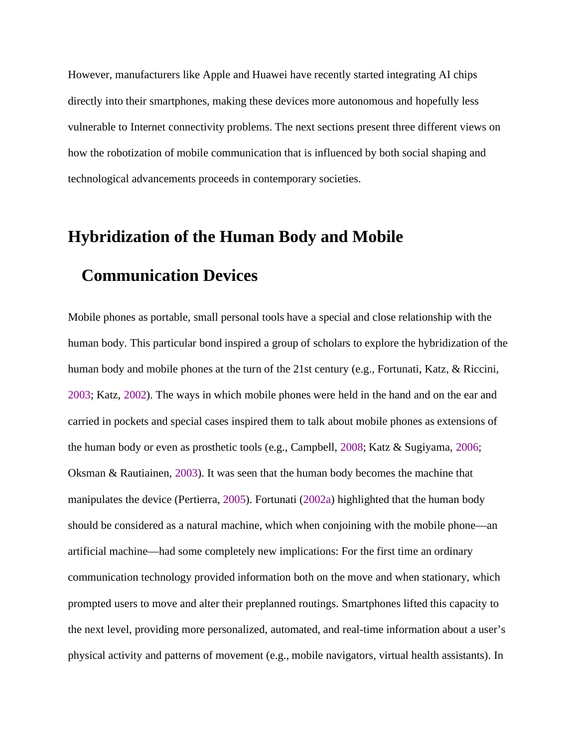However, manufacturers like Apple and Huawei have recently started integrating AI chips directly into their smartphones, making these devices more autonomous and hopefully less vulnerable to Internet connectivity problems. The next sections present three different views on how the robotization of mobile communication that is influenced by both social shaping and technological advancements proceeds in contemporary societies.

## Hybridization of the Human Body and Mobile Communication Devices

Mobile phones as portable, small personal tools have a special and close relationship with the human body. This particular bond inspired a group of scholars to explore the hybridization of the human body and mobile phones at the turn of the 21st century (e.g., Fortunati, Katz, & Riccini, 2003; Katz, 2002). The ways in which mobile phones were held in the hand and on the ear and carried in pockets and special cases inspired them to talk about mobile phones as extensions of the human body or even as prosthetic tools (e.g., Campbell, 2008; Katz & Sugiyama, 2006; Oksman & Rautiainen, 2003). It was seen that the human body becomes the machine that manipulates the device (Pertierra, 2005). Fortunati (2002a) highlighted that the human body should be considered as a natural machine, which when conjoining with the mobile phone—an artificial machine—had some completely new implications: For the first time an ordinary communication technology provided information both on the move and when stationary, which prompted users to move and alter their preplanned routings. Smartphones lifted this capacity to the next level, providing more personalized, automated, and real-time information about a user's physical activity and patterns of movement (e.g., mobile navigators, virtual health assistants). In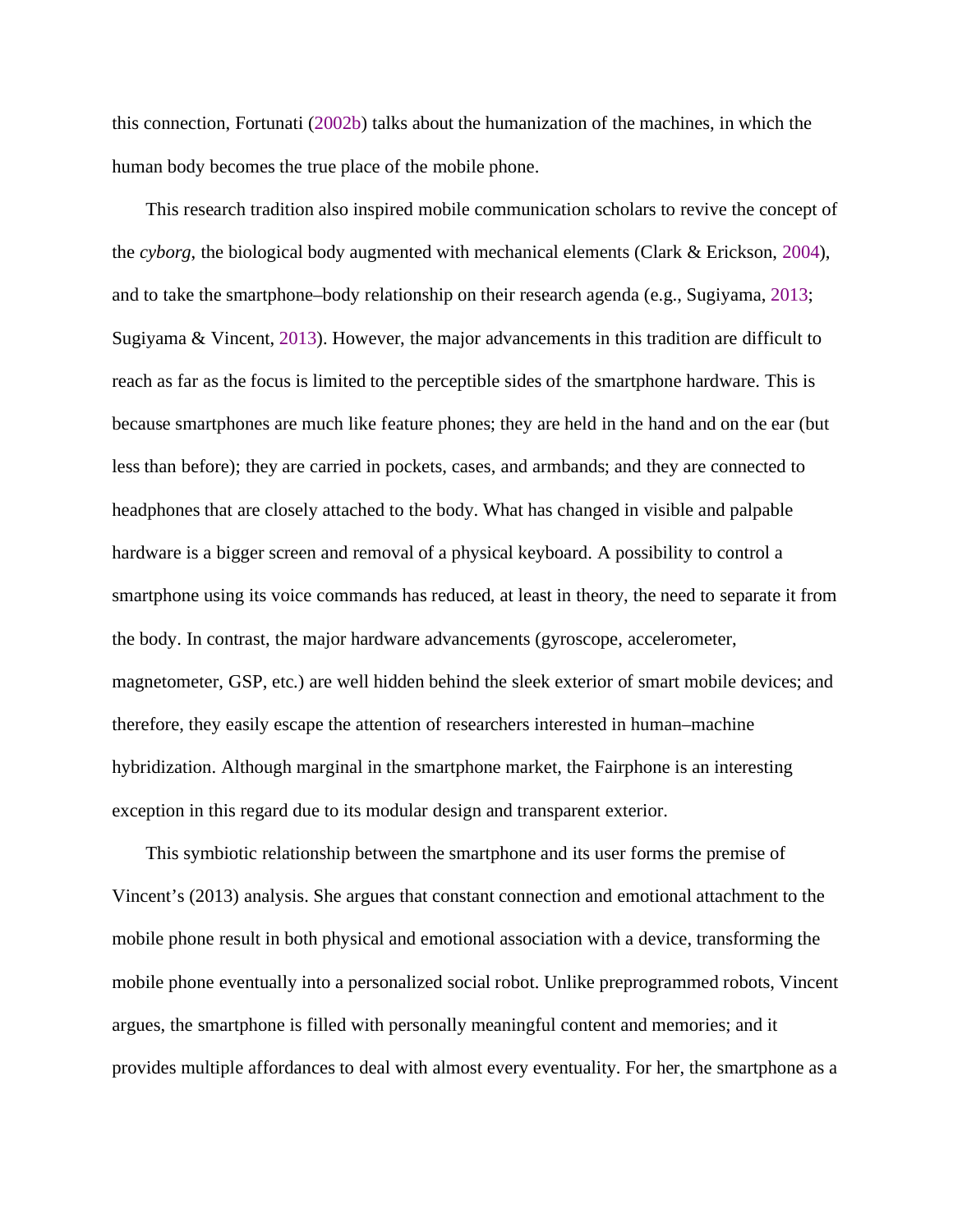this connection, Fortunati (2002b) talks about the humanization of the machines, in which the human body becomes the true place of the mobile phone.

This research tradition also inspired mobile communication scholars to revive the concept of the *cyborg*, the biological body augmented with mechanical elements (Clark & Erickson, 2004), and to take the smartphone–body relationship on their research agenda (e.g., Sugiyama, 2013; Sugiyama & Vincent, 2013). However, the major advancements in this tradition are difficult to reach as far as the focus is limited to the perceptible sides of the smartphone hardware. This is because smartphones are much like feature phones; they are held in the hand and on the ear (but less than before); they are carried in pockets, cases, and armbands; and they are connected to headphones that are closely attached to the body. What has changed in visible and palpable hardware is a bigger screen and removal of a physical keyboard. A possibility to control a smartphone using its voice commands has reduced, at least in theory, the need to separate it from the body. In contrast, the major hardware advancements (gyroscope, accelerometer, magnetometer, GSP, etc.) are well hidden behind the sleek exterior of smart mobile devices; and therefore, they easily escape the attention of researchers interested in human–machine hybridization. Although marginal in the smartphone market, the Fairphone is an interesting exception in this regard due to its modular design and transparent exterior.

This symbiotic relationship between the smartphone and its user forms the premise of Vincent's (2013) analysis. She argues that constant connection and emotional attachment to the mobile phone result in both physical and emotional association with a device, transforming the mobile phone eventually into a personalized social robot. Unlike preprogrammed robots, Vincent argues, the smartphone is filled with personally meaningful content and memories; and it provides multiple affordances to deal with almost every eventuality. For her, the smartphone as a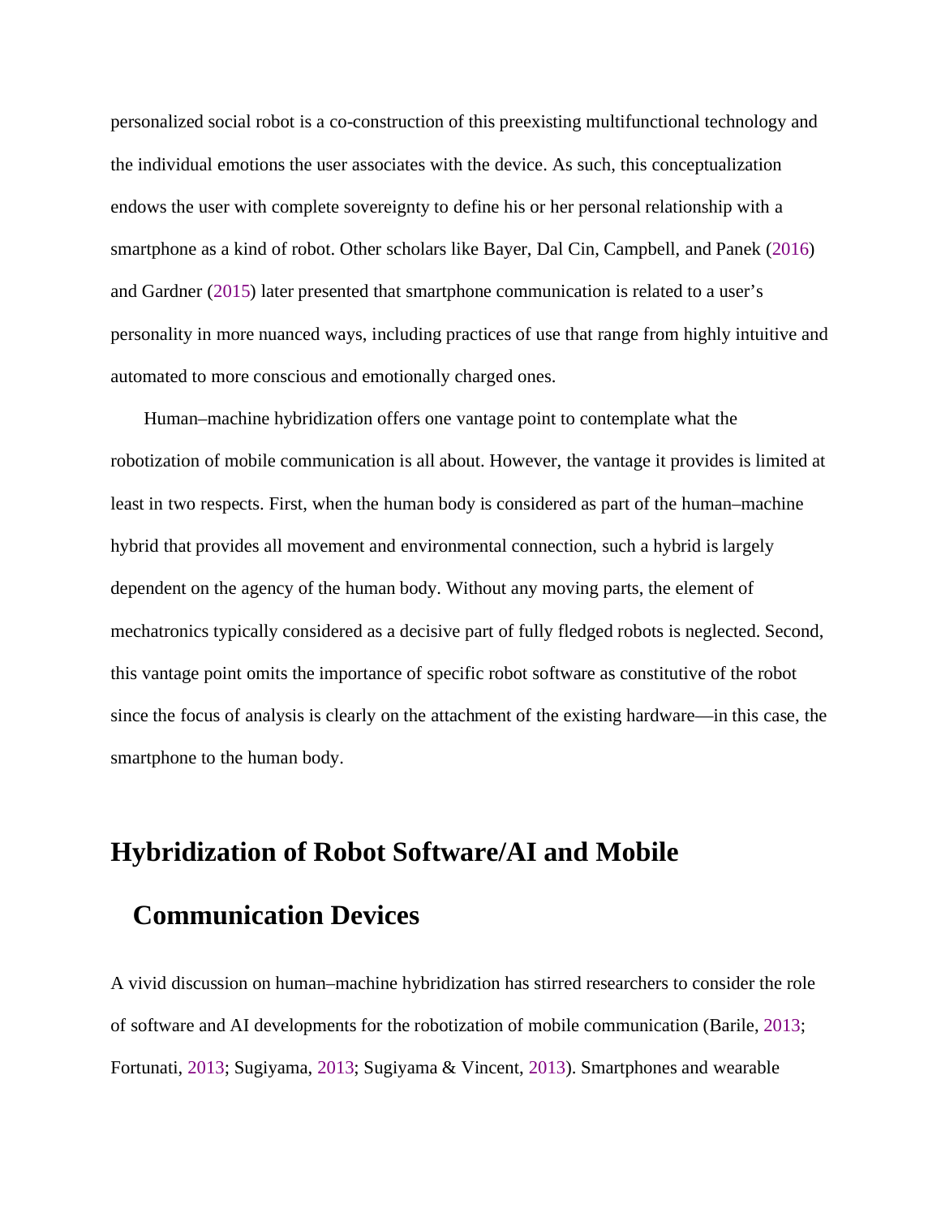personalized social robot is a co-construction of this preexisting multifunctional technology and the individual emotions the user associates with the device. As such, this conceptualization endows the user with complete sovereignty to define his or her personal relationship with a smartphone as a kind of robot. Other scholars like Bayer, Dal Cin, Campbell, and Panek (2016) and Gardner (2015) later presented that smartphone communication is related to a user's personality in more nuanced ways, including practices of use that range from highly intuitive and automated to more conscious and emotionally charged ones.

Human–machine hybridization offers one vantage point to contemplate what the robotization of mobile communication is all about. However, the vantage it provides is limited at least in two respects. First, when the human body is considered as part of the human–machine hybrid that provides all movement and environmental connection, such a hybrid is largely dependent on the agency of the human body. Without any moving parts, the element of mechatronics typically considered as a decisive part of fully fledged robots is neglected. Second, this vantage point omits the importance of specific robot software as constitutive of the robot since the focus of analysis is clearly on the attachment of the existing hardware—in this case, the smartphone to the human body.

## Hybridization of Robot Software/AI and Mobile Communication Devices

A vivid discussion on human–machine hybridization has stirred researchers to consider the role of software and AI developments for the robotization of mobile communication (Barile, 2013; Fortunati, 2013; Sugiyama, 2013; Sugiyama & Vincent, 2013). Smartphones and wearable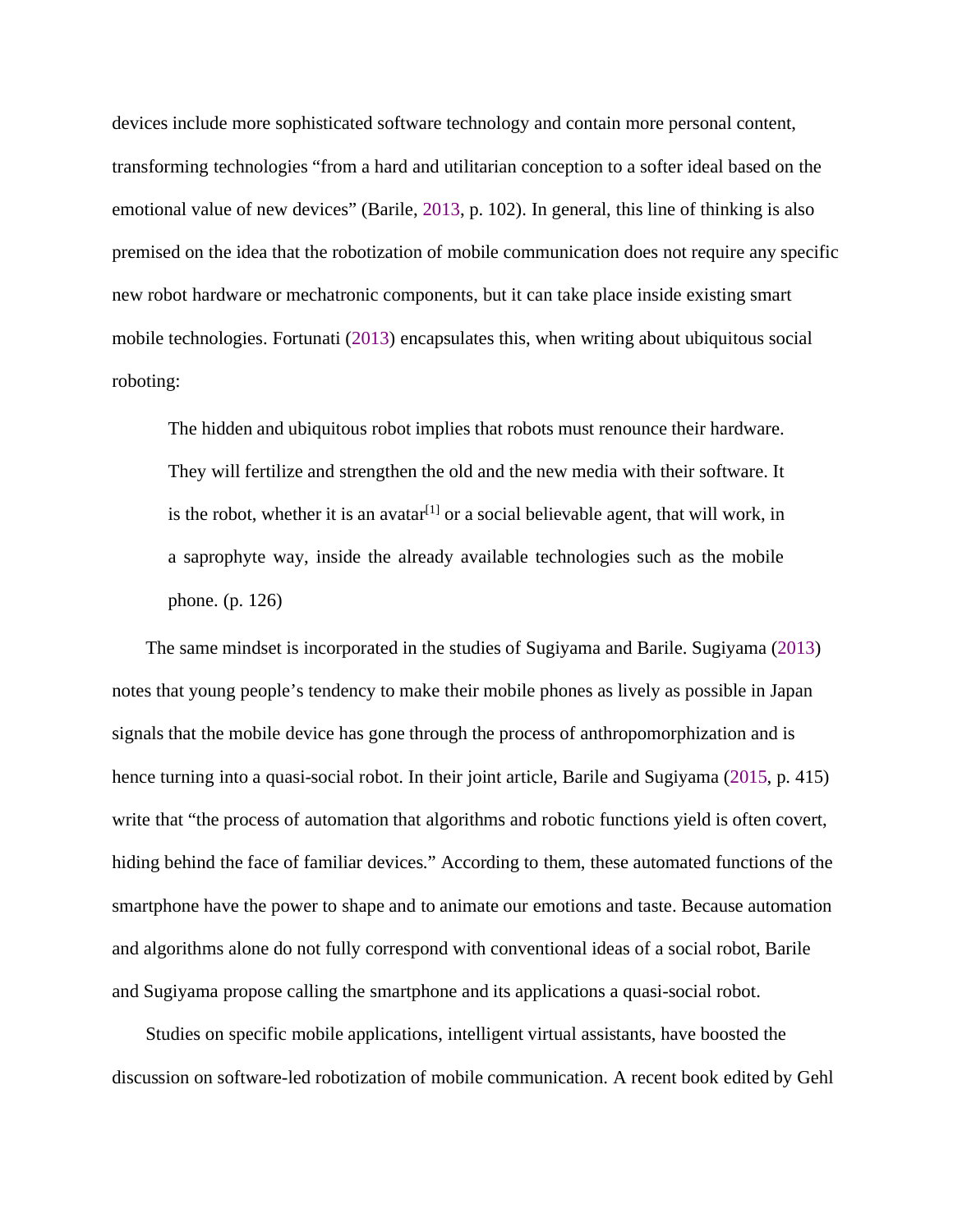devices include more sophisticated software technology and contain more personal content, transforming technologies "from a hard and utilitarian conception to a softer ideal based on the emotional value of new devices" (Barile, 2013, p. 102). In general, this line of thinking is also premised on the idea that the robotization of mobile communication does not require any specific new robot hardware or mechatronic components, but it can take place inside existing smart mobile technologies. Fortunati (2013) encapsulates this, when writing about ubiquitous social roboting:

> The hidden and ubiquitous robot implies that robots must renounce their hardware. They will fertilize and strengthen the old and the new media with their software. It is the robot, whether it is an avatar[1] or a social believable agent, that will work, in a saprophyte way, inside the already available technologies such as the mobile phone. (p. 126)

The same mindset is incorporated in the studies of Sugiyama and Barile. Sugiyama (2013) notes that young people's tendency to make their mobile phones as lively as possible in Japan signals that the mobile device has gone through the process of anthropomorphization and is hence turning into a quasi-social robot. In their joint article, Barile and Sugiyama (2015, p. 415) write that "the process of automation that algorithms and robotic functions yield is often covert, hiding behind the face of familiar devices." According to them, these automated functions of the smartphone have the power to shape and to animate our emotions and taste. Because automation and algorithms alone do not fully correspond with conventional ideas of a social robot, Barile and Sugiyama propose calling the smartphone and its applications a quasi-social robot.

Studies on specific mobile applications, intelligent virtual assistants, have boosted the discussion on software-led robotization of mobile communication. A recent book edited by Gehl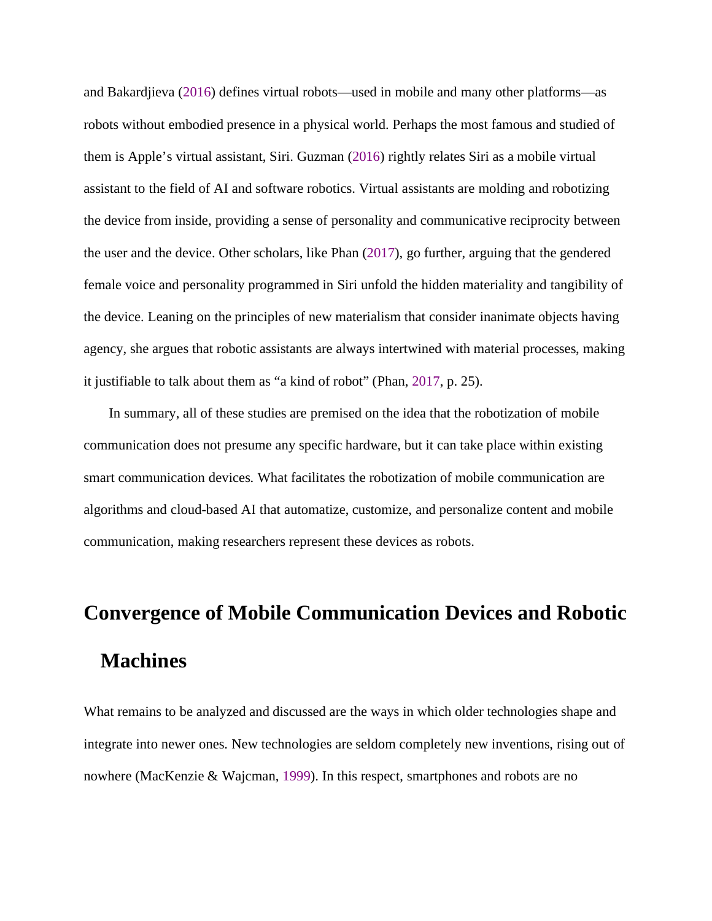and Bakardjieva (2016) defines virtual robots—used in mobile and many other platforms—as robots without embodied presence in a physical world. Perhaps the most famous and studied of them is Apple's virtual assistant, Siri. Guzman (2016) rightly relates Siri as a mobile virtual assistant to the field of AI and software robotics. Virtual assistants are molding and robotizing the device from inside, providing a sense of personality and communicative reciprocity between the user and the device. Other scholars, like Phan (2017), go further, arguing that the gendered female voice and personality programmed in Siri unfold the hidden materiality and tangibility of the device. Leaning on the principles of new materialism that consider inanimate objects having agency, she argues that robotic assistants are always intertwined with material processes, making it justifiable to talk about them as "a kind of robot" (Phan, 2017, p. 25).

In summary, all of these studies are premised on the idea that the robotization of mobile communication does not presume any specific hardware, but it can take place within existing smart communication devices. What facilitates the robotization of mobile communication are algorithms and cloud-based AI that automatize, customize, and personalize content and mobile communication, making researchers represent these devices as robots.

## Convergence of Mobile Communication Devices and Robotic Machines

What remains to be analyzed and discussed are the ways in which older technologies shape and integrate into newer ones. New technologies are seldom completely new inventions, rising out of nowhere (MacKenzie & Wajcman, 1999). In this respect, smartphones and robots are no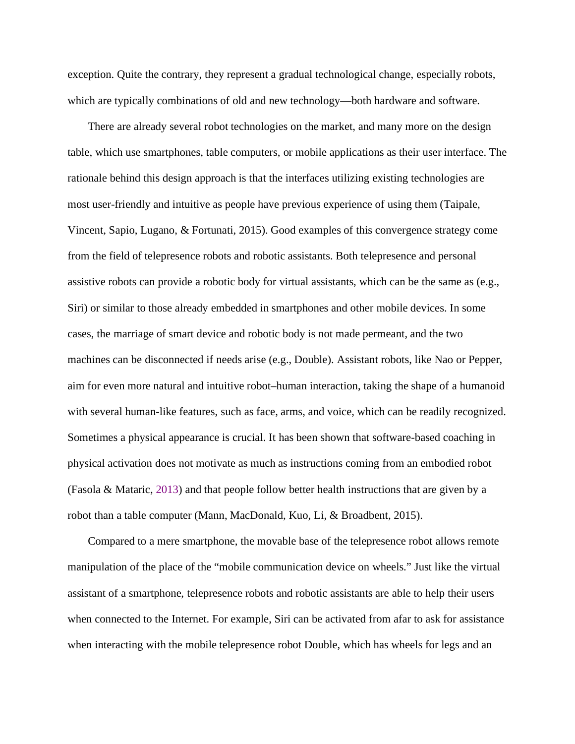exception. Quite the contrary, they represent a gradual technological change, especially robots, which are typically combinations of old and new technology—both hardware and software.

There are already several robot technologies on the market, and many more on the design table, which use smartphones, table computers, or mobile applications as their user interface. The rationale behind this design approach is that the interfaces utilizing existing technologies are most user-friendly and intuitive as people have previous experience of using them (Taipale, Vincent, Sapio, Lugano, & Fortunati, 2015). Good examples of this convergence strategy come from the field of telepresence robots and robotic assistants. Both telepresence and personal assistive robots can provide a robotic body for virtual assistants, which can be the same as (e.g., Siri) or similar to those already embedded in smartphones and other mobile devices. In some cases, the marriage of smart device and robotic body is not made permeant, and the two machines can be disconnected if needs arise (e.g., Double). Assistant robots, like Nao or Pepper, aim for even more natural and intuitive robot–human interaction, taking the shape of a humanoid with several human-like features, such as face, arms, and voice, which can be readily recognized. Sometimes a physical appearance is crucial. It has been shown that software-based coaching in physical activation does not motivate as much as instructions coming from an embodied robot (Fasola & Mataric, 2013) and that people follow better health instructions that are given by a robot than a table computer (Mann, MacDonald, Kuo, Li, & Broadbent, 2015).

Compared to a mere smartphone, the movable base of the telepresence robot allows remote manipulation of the place of the "mobile communication device on wheels." Just like the virtual assistant of a smartphone, telepresence robots and robotic assistants are able to help their users when connected to the Internet. For example, Siri can be activated from afar to ask for assistance when interacting with the mobile telepresence robot Double, which has wheels for legs and an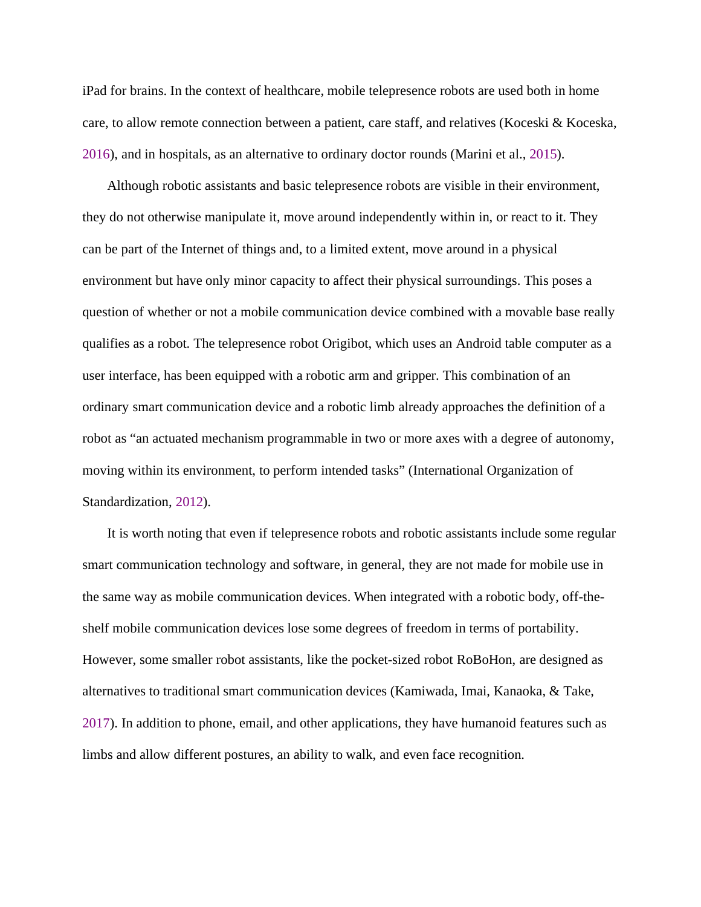iPad for brains. In the context of healthcare, mobile telepresence robots are used both in home care, to allow remote connection between a patient, care staff, and relatives (Koceski & Koceska, 2016), and in hospitals, as an alternative to ordinary doctor rounds (Marini et al., 2015).

Although robotic assistants and basic telepresence robots are visible in their environment, they do not otherwise manipulate it, move around independently within in, or react to it. They can be part of the Internet of things and, to a limited extent, move around in a physical environment but have only minor capacity to affect their physical surroundings. This poses a question of whether or not a mobile communication device combined with a movable base really qualifies as a robot. The telepresence robot Origibot, which uses an Android table computer as a user interface, has been equipped with a robotic arm and gripper. This combination of an ordinary smart communication device and a robotic limb already approaches the definition of a robot as "an actuated mechanism programmable in two or more axes with a degree of autonomy, moving within its environment, to perform intended tasks" (International Organization of Standardization, 2012).

It is worth noting that even if telepresence robots and robotic assistants include some regular smart communication technology and software, in general, they are not made for mobile use in the same way as mobile communication devices. When integrated with a robotic body, off-the-shelf mobile communication devices lose some degrees of freedom in terms of portability. However, some smaller robot assistants, like the pocket-sized robot RoBoHon, are designed as alternatives to traditional smart communication devices (Kamiwada, Imai, Kanaoka, & Take, 2017). In addition to phone, email, and other applications, they have humanoid features such as limbs and allow different postures, an ability to walk, and even face recognition.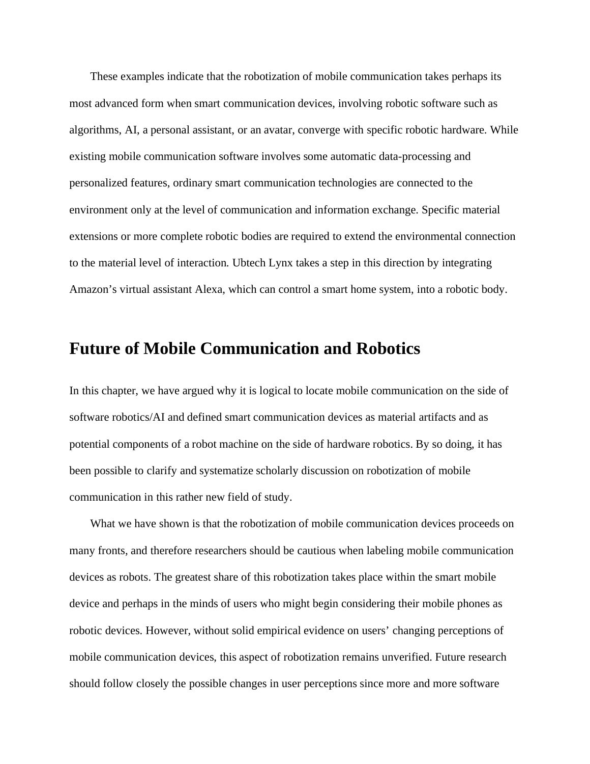These examples indicate that the robotization of mobile communication takes perhaps its most advanced form when smart communication devices, involving robotic software such as algorithms, AI, a personal assistant, or an avatar, converge with specific robotic hardware. While existing mobile communication software involves some automatic data-processing and personalized features, ordinary smart communication technologies are connected to the environment only at the level of communication and information exchange. Specific material extensions or more complete robotic bodies are required to extend the environmental connection to the material level of interaction. Ubtech Lynx takes a step in this direction by integrating Amazon's virtual assistant Alexa, which can control a smart home system, into a robotic body.

## Future of Mobile Communication and Robotics

In this chapter, we have argued why it is logical to locate mobile communication on the side of software robotics/AI and defined smart communication devices as material artifacts and as potential components of a robot machine on the side of hardware robotics. By so doing, it has been possible to clarify and systematize scholarly discussion on robotization of mobile communication in this rather new field of study.

What we have shown is that the robotization of mobile communication devices proceeds on many fronts, and therefore researchers should be cautious when labeling mobile communication devices as robots. The greatest share of this robotization takes place within the smart mobile device and perhaps in the minds of users who might begin considering their mobile phones as robotic devices. However, without solid empirical evidence on users' changing perceptions of mobile communication devices, this aspect of robotization remains unverified. Future research should follow closely the possible changes in user perceptions since more and more software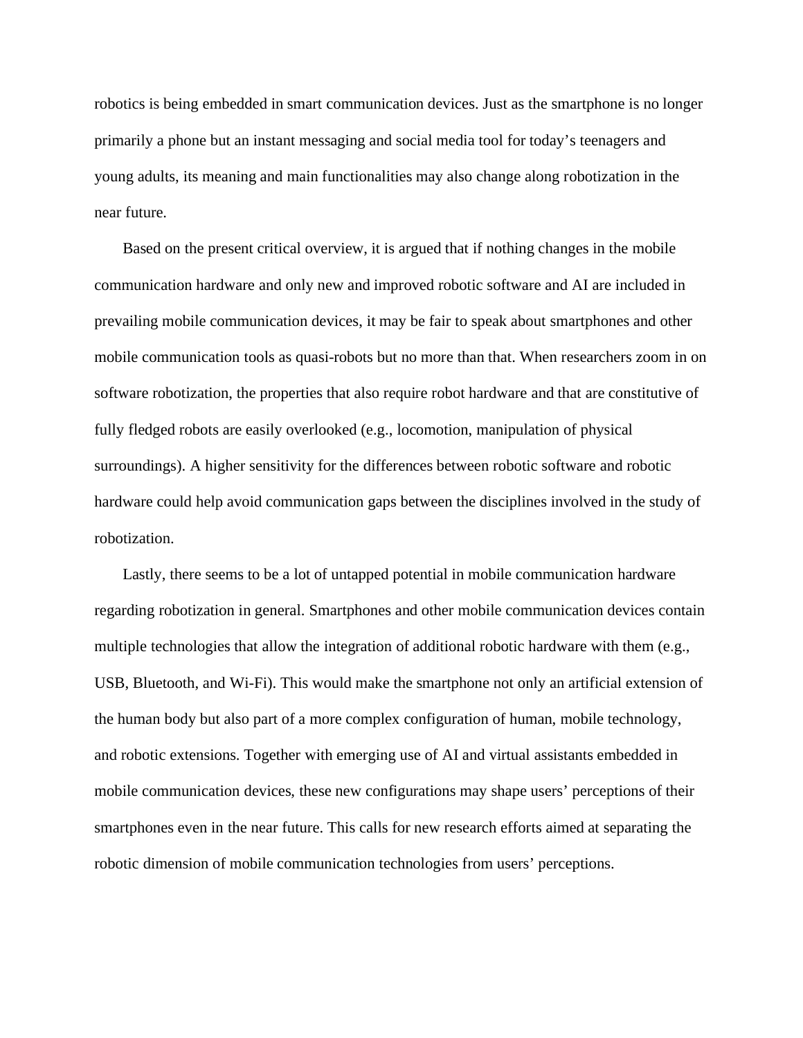robotics is being embedded in smart communication devices. Just as the smartphone is no longer primarily a phone but an instant messaging and social media tool for today's teenagers and young adults, its meaning and main functionalities may also change along robotization in the near future.

Based on the present critical overview, it is argued that if nothing changes in the mobile communication hardware and only new and improved robotic software and AI are included in prevailing mobile communication devices, it may be fair to speak about smartphones and other mobile communication tools as quasi-robots but no more than that. When researchers zoom in on software robotization, the properties that also require robot hardware and that are constitutive of fully fledged robots are easily overlooked (e.g., locomotion, manipulation of physical surroundings). A higher sensitivity for the differences between robotic software and robotic hardware could help avoid communication gaps between the disciplines involved in the study of robotization.

Lastly, there seems to be a lot of untapped potential in mobile communication hardware regarding robotization in general. Smartphones and other mobile communication devices contain multiple technologies that allow the integration of additional robotic hardware with them (e.g., USB, Bluetooth, and Wi-Fi). This would make the smartphone not only an artificial extension of the human body but also part of a more complex configuration of human, mobile technology, and robotic extensions. Together with emerging use of AI and virtual assistants embedded in mobile communication devices, these new configurations may shape users' perceptions of their smartphones even in the near future. This calls for new research efforts aimed at separating the robotic dimension of mobile communication technologies from users' perceptions.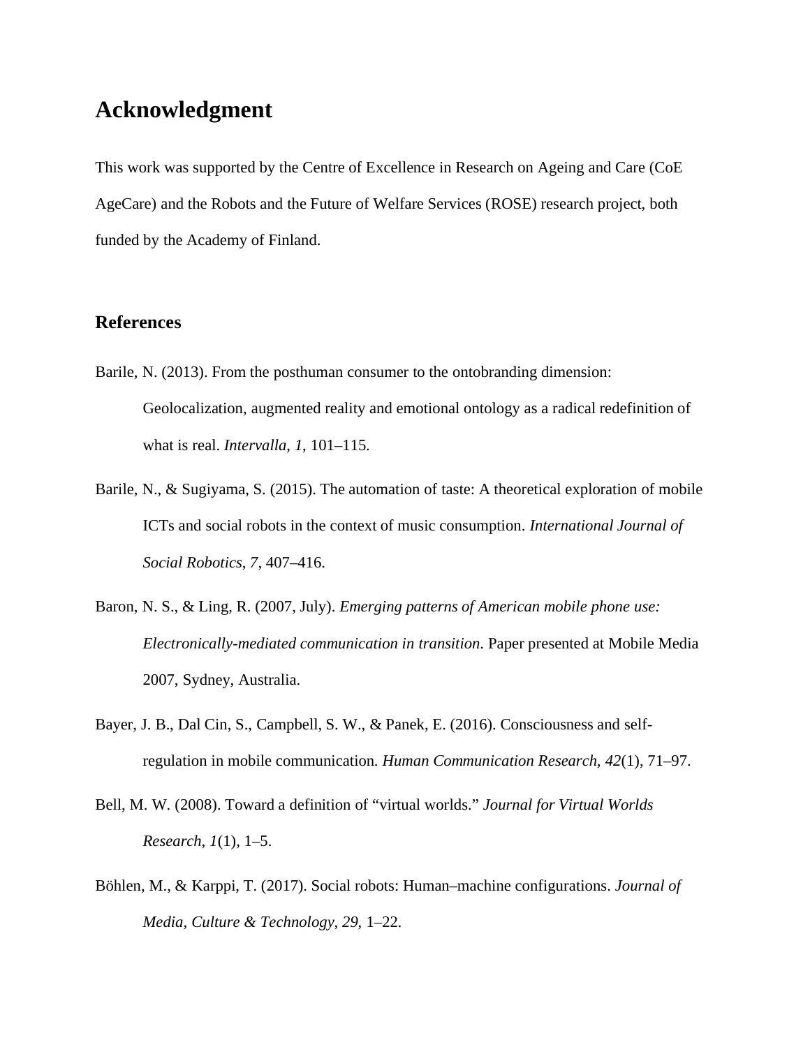## Acknowledgment

This work was supported by the Centre of Excellence in Research on Ageing and Care (CoE AgeCare) and the Robots and the Future of Welfare Services (ROSE) research project, both funded by the Academy of Finland.

### References

Barile, N. (2013). From the posthuman consumer to the ontobranding dimension: Geolocalization, augmented reality and emotional ontology as a radical redefinition of what is real. *Intervalla*, *1*, 101–115.

Barile, N., & Sugiyama, S. (2015). The automation of taste: A theoretical exploration of mobile ICTs and social robots in the context of music consumption. *International Journal of Social Robotics*, *7*, 407–416.

Baron, N. S., & Ling, R. (2007, July). *Emerging patterns of American mobile phone use: Electronically-mediated communication in transition*. Paper presented at Mobile Media 2007, Sydney, Australia.

Bayer, J. B., Dal Cin, S., Campbell, S. W., & Panek, E. (2016). Consciousness and self-regulation in mobile communication. *Human Communication Research*, *42*(1), 71–97.

Bell, M. W. (2008). Toward a definition of "virtual worlds." *Journal for Virtual Worlds Research*, *1*(1), 1–5.

Böhlen, M., & Karppi, T. (2017). Social robots: Human–machine configurations. *Journal of Media, Culture & Technology*, *29*, 1–22.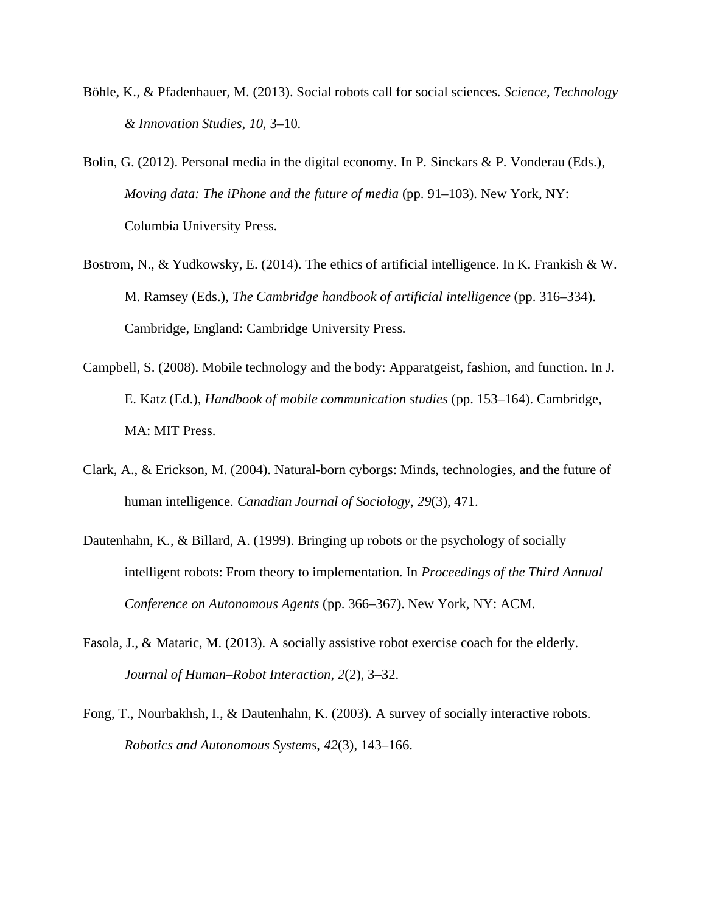Böhle, K., & Pfadenhauer, M. (2013). Social robots call for social sciences. *Science, Technology & Innovation Studies, 10,* 3–10.

Bolin, G. (2012). Personal media in the digital economy. In P. Sinckars & P. Vonderau (Eds.), *Moving data: The iPhone and the future of media* (pp. 91–103). New York, NY: Columbia University Press.

Bostrom, N., & Yudkowsky, E. (2014). The ethics of artificial intelligence. In K. Frankish & W. M. Ramsey (Eds.), *The Cambridge handbook of artificial intelligence* (pp. 316–334). Cambridge, England: Cambridge University Press.

Campbell, S. (2008). Mobile technology and the body: Apparatgeist, fashion, and function. In J. E. Katz (Ed.), *Handbook of mobile communication studies* (pp. 153–164). Cambridge, MA: MIT Press.

Clark, A., & Erickson, M. (2004). Natural-born cyborgs: Minds, technologies, and the future of human intelligence. *Canadian Journal of Sociology*, *29*(3), 471.

Dautenhahn, K., & Billard, A. (1999). Bringing up robots or the psychology of socially intelligent robots: From theory to implementation. In *Proceedings of the Third Annual Conference on Autonomous Agents* (pp. 366–367). New York, NY: ACM.

Fasola, J., & Mataric, M. (2013). A socially assistive robot exercise coach for the elderly. *Journal of Human–Robot Interaction, 2*(2), 3–32.

Fong, T., Nourbakhsh, I., & Dautenhahn, K. (2003). A survey of socially interactive robots. *Robotics and Autonomous Systems*, *42*(3), 143–166.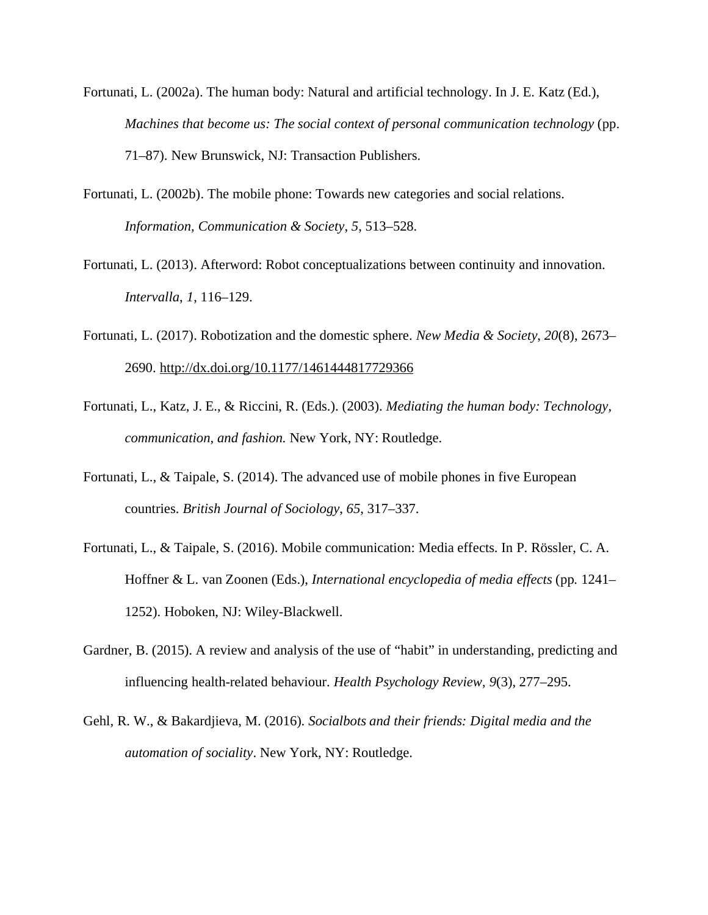Fortunati, L. (2002a). The human body: Natural and artificial technology. In J. E. Katz (Ed.), *Machines that become us: The social context of personal communication technology* (pp. 71–87). New Brunswick, NJ: Transaction Publishers.

Fortunati, L. (2002b). The mobile phone: Towards new categories and social relations. *Information, Communication & Society, 5*, 513–528.

Fortunati, L. (2013). Afterword: Robot conceptualizations between continuity and innovation. *Intervalla*, *1*, 116–129.

Fortunati, L. (2017). Robotization and the domestic sphere. *New Media & Society*, *20*(8), 2673–2690. http://dx.doi.org/10.1177/1461444817729366

Fortunati, L., Katz, J. E., & Riccini, R. (Eds.). (2003). *Mediating the human body: Technology, communication, and fashion.* New York, NY: Routledge.

Fortunati, L., & Taipale, S. (2014). The advanced use of mobile phones in five European countries. *British Journal of Sociology, 65*, 317–337.

Fortunati, L., & Taipale, S. (2016). Mobile communication: Media effects. In P. Rössler, C. A. Hoffner & L. van Zoonen (Eds.), *International encyclopedia of media effects* (pp. 1241–1252). Hoboken, NJ: Wiley-Blackwell.

Gardner, B. (2015). A review and analysis of the use of "habit" in understanding, predicting and influencing health-related behaviour. *Health Psychology Review*, *9*(3), 277–295.

Gehl, R. W., & Bakardjieva, M. (2016). *Socialbots and their friends: Digital media and the automation of sociality*. New York, NY: Routledge.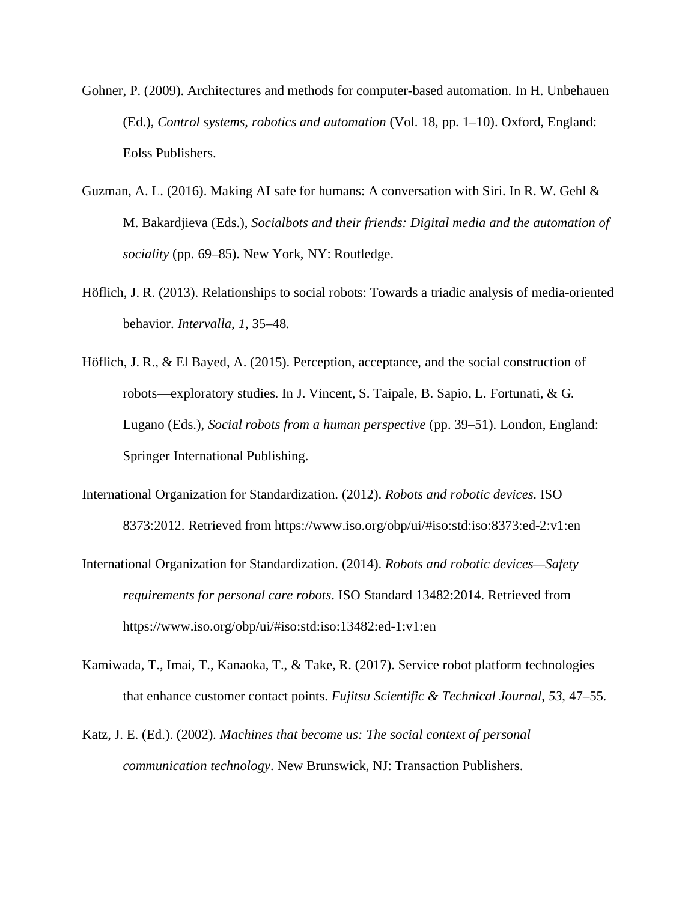Gohner, P. (2009). Architectures and methods for computer-based automation. In H. Unbehauen (Ed.), *Control systems, robotics and automation* (Vol. 18, pp. 1–10). Oxford, England: Eolss Publishers.

Guzman, A. L. (2016). Making AI safe for humans: A conversation with Siri. In R. W. Gehl & M. Bakardjieva (Eds.), *Socialbots and their friends: Digital media and the automation of sociality* (pp. 69–85). New York, NY: Routledge.

Höflich, J. R. (2013). Relationships to social robots: Towards a triadic analysis of media-oriented behavior. *Intervalla, 1*, 35–48.

Höflich, J. R., & El Bayed, A. (2015). Perception, acceptance, and the social construction of robots—exploratory studies. In J. Vincent, S. Taipale, B. Sapio, L. Fortunati, & G. Lugano (Eds.), *Social robots from a human perspective* (pp. 39–51). London, England: Springer International Publishing.

International Organization for Standardization. (2012). *Robots and robotic devices*. ISO 8373:2012. Retrieved from https://www.iso.org/obp/ui/#iso:std:iso:8373:ed-2:v1:en

International Organization for Standardization. (2014). *Robots and robotic devices—Safety requirements for personal care robots*. ISO Standard 13482:2014. Retrieved from https://www.iso.org/obp/ui/#iso:std:iso:13482:ed-1:v1:en

Kamiwada, T., Imai, T., Kanaoka, T., & Take, R. (2017). Service robot platform technologies that enhance customer contact points. *Fujitsu Scientific & Technical Journal*, *53*, 47–55.

Katz, J. E. (Ed.). (2002). *Machines that become us: The social context of personal communication technology*. New Brunswick, NJ: Transaction Publishers.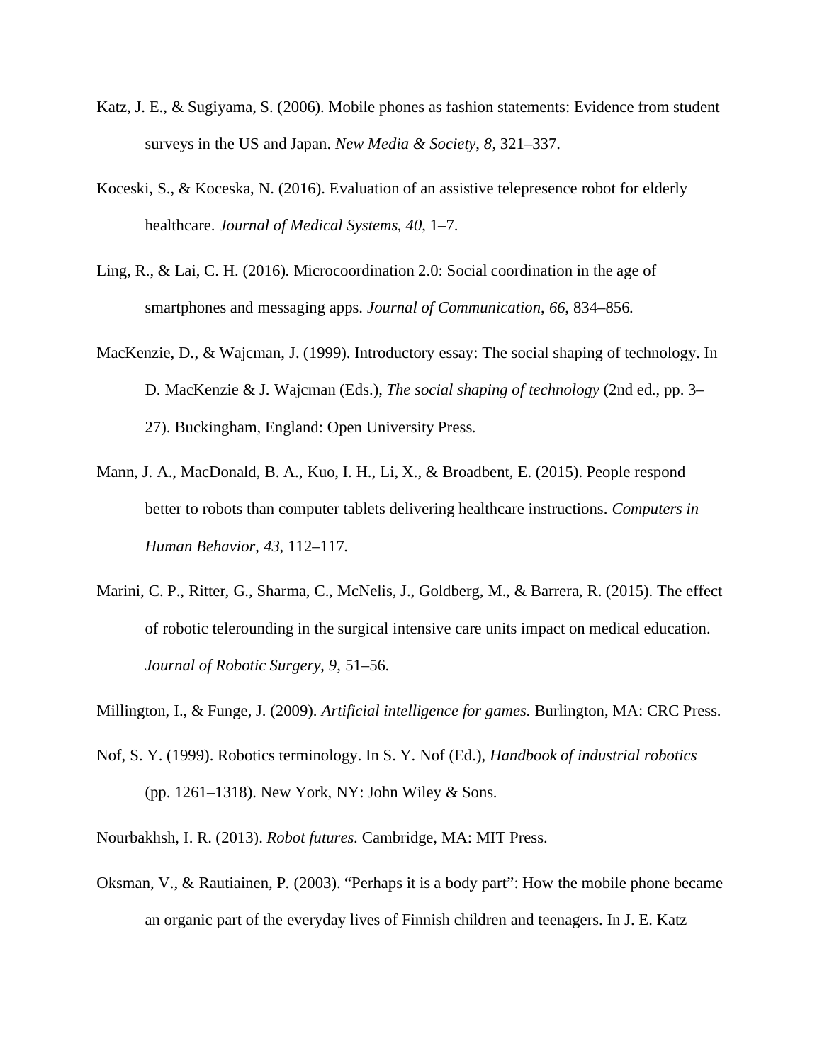Katz, J. E., & Sugiyama, S. (2006). Mobile phones as fashion statements: Evidence from student surveys in the US and Japan. *New Media & Society*, *8*, 321–337.

Koceski, S., & Koceska, N. (2016). Evaluation of an assistive telepresence robot for elderly healthcare. *Journal of Medical Systems*, *40*, 1–7.

Ling, R., & Lai, C. H. (2016). Microcoordination 2.0: Social coordination in the age of smartphones and messaging apps. *Journal of Communication*, *66*, 834–856.

MacKenzie, D., & Wajcman, J. (1999). Introductory essay: The social shaping of technology. In D. MacKenzie & J. Wajcman (Eds.), *The social shaping of technology* (2nd ed., pp. 3–27). Buckingham, England: Open University Press.

Mann, J. A., MacDonald, B. A., Kuo, I. H., Li, X., & Broadbent, E. (2015). People respond better to robots than computer tablets delivering healthcare instructions. *Computers in Human Behavior*, *43*, 112–117.

Marini, C. P., Ritter, G., Sharma, C., McNelis, J., Goldberg, M., & Barrera, R. (2015). The effect of robotic telerounding in the surgical intensive care units impact on medical education. *Journal of Robotic Surgery*, *9*, 51–56.

Millington, I., & Funge, J. (2009). *Artificial intelligence for games.* Burlington, MA: CRC Press.

Nof, S. Y. (1999). Robotics terminology. In S. Y. Nof (Ed.), *Handbook of industrial robotics* (pp. 1261–1318). New York, NY: John Wiley & Sons.

Nourbakhsh, I. R. (2013). *Robot futures.* Cambridge, MA: MIT Press.

Oksman, V., & Rautiainen, P. (2003). "Perhaps it is a body part": How the mobile phone became an organic part of the everyday lives of Finnish children and teenagers. In J. E. Katz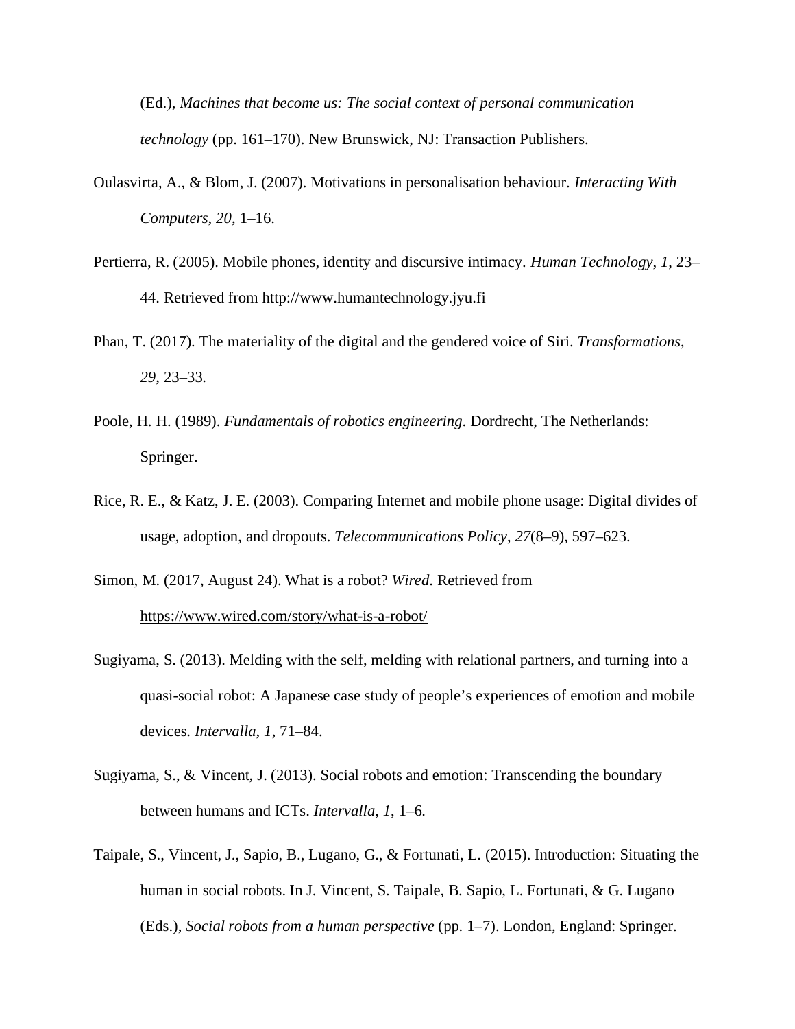(Ed.), *Machines that become us: The social context of personal communication technology* (pp. 161–170). New Brunswick, NJ: Transaction Publishers.

Oulasvirta, A., & Blom, J. (2007). Motivations in personalisation behaviour. *Interacting With Computers*, *20*, 1–16.

Pertierra, R. (2005). Mobile phones, identity and discursive intimacy. *Human Technology*, *1*, 23–44. Retrieved from http://www.humantechnology.jyu.fi

Phan, T. (2017). The materiality of the digital and the gendered voice of Siri. *Transformations*, *29*, 23–33.

Poole, H. H. (1989). *Fundamentals of robotics engineering*. Dordrecht, The Netherlands: Springer.

Rice, R. E., & Katz, J. E. (2003). Comparing Internet and mobile phone usage: Digital divides of usage, adoption, and dropouts. *Telecommunications Policy*, *27*(8–9), 597–623.

Simon, M. (2017, August 24). What is a robot? *Wired*. Retrieved from https://www.wired.com/story/what-is-a-robot/

Sugiyama, S. (2013). Melding with the self, melding with relational partners, and turning into a quasi-social robot: A Japanese case study of people's experiences of emotion and mobile devices. *Intervalla, 1*, 71–84.

Sugiyama, S., & Vincent, J. (2013). Social robots and emotion: Transcending the boundary between humans and ICTs. *Intervalla*, *1*, 1–6.

Taipale, S., Vincent, J., Sapio, B., Lugano, G., & Fortunati, L. (2015). Introduction: Situating the human in social robots. In J. Vincent, S. Taipale, B. Sapio, L. Fortunati, & G. Lugano (Eds.), *Social robots from a human perspective* (pp. 1–7). London, England: Springer.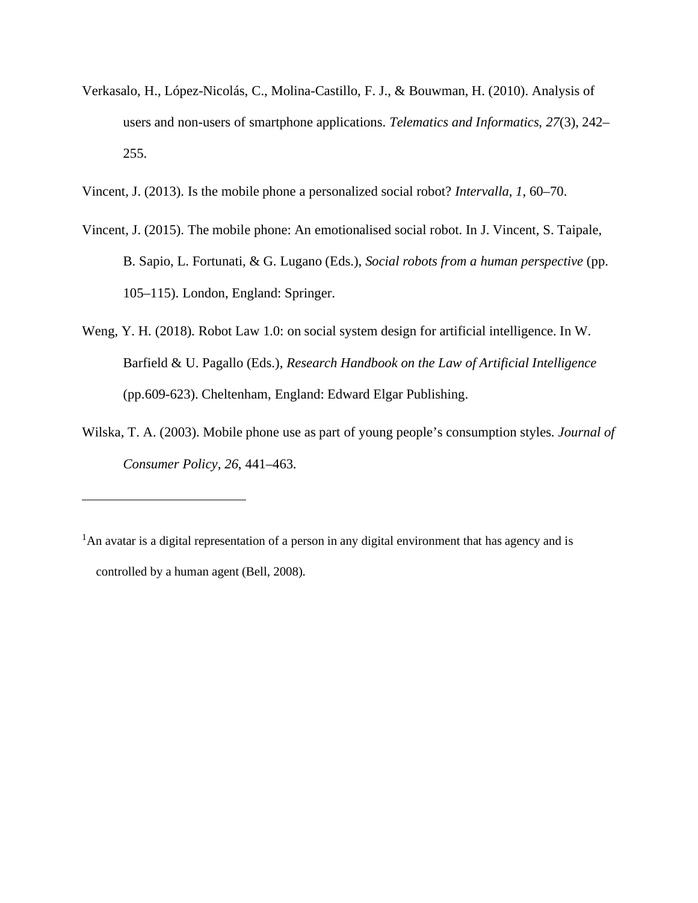Verkasalo, H., López-Nicolás, C., Molina-Castillo, F. J., & Bouwman, H. (2010). Analysis of users and non-users of smartphone applications. *Telematics and Informatics*, *27*(3), 242–255.

Vincent, J. (2013). Is the mobile phone a personalized social robot? *Intervalla*, *1*, 60–70.

Vincent, J. (2015). The mobile phone: An emotionalised social robot. In J. Vincent, S. Taipale, B. Sapio, L. Fortunati, & G. Lugano (Eds.), *Social robots from a human perspective* (pp. 105–115). London, England: Springer.

Weng, Y. H. (2018). Robot Law 1.0: on social system design for artificial intelligence. In W. Barfield & U. Pagallo (Eds.), *Research Handbook on the Law of Artificial Intelligence* (pp.609-623). Cheltenham, England: Edward Elgar Publishing.

Wilska, T. A. (2003). Mobile phone use as part of young people's consumption styles. *Journal of Consumer Policy*, *26*, 441–463.

---

[1]An avatar is a digital representation of a person in any digital environment that has agency and is controlled by a human agent (Bell, 2008).